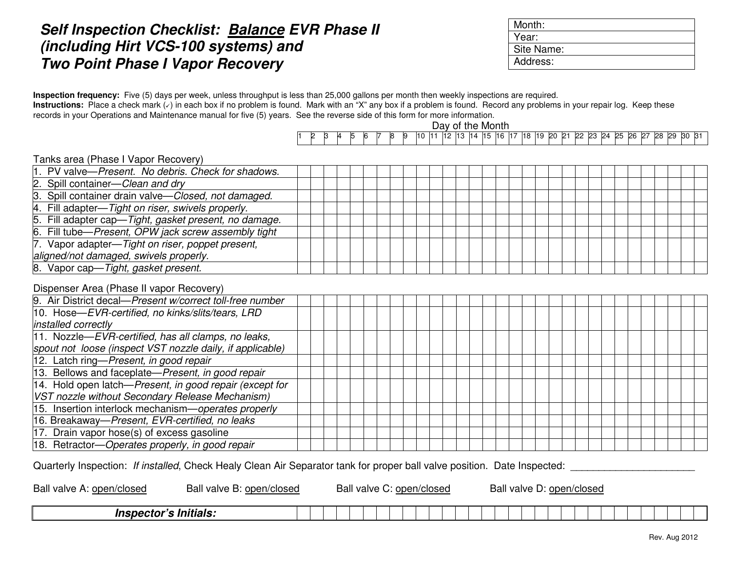# *Self Inspection Checklist: Balance EVR Phase II (including Hirt VCS-100 systems) and Two Point Phase I Vapor Recovery*

| Month: |
|---|
| Year: |
| Site Name: |
| Address: |

**Inspection frequency:** Five (5) days per week, unless throughput is less than 25,000 gallons per month then weekly inspections are required.
**Instructions:** Place a check mark (✓) in each box if no problem is found. Mark with an "X" any box if a problem is found. Record any problems in your repair log. Keep these records in your Operations and Maintenance manual for five (5) years. See the reverse side of this form for more information.

| Day of the Month | 1 | 2 | 3 | 4 | 5 | 6 | 7 | 8 | 9 | 10 | 11 | 12 | 13 | 14 | 15 | 16 | 17 | 18 | 19 | 20 | 21 | 22 | 23 | 24 | 25 | 26 | 27 | 28 | 29 | 30 | 31 |
|---|---|---|---|---|---|---|---|---|---|---|---|---|---|---|---|---|---|---|---|---|---|---|---|---|---|---|---|---|---|---|---|
| **Tanks area (Phase I Vapor Recovery)** | | | | | | | | | | | | | | | | | | | | | | | | | | | | | | | |
| 1. PV valve—*Present. No debris. Check for shadows.* | | | | | | | | | | | | | | | | | | | | | | | | | | | | | | | |
| 2. Spill container—*Clean and dry* | | | | | | | | | | | | | | | | | | | | | | | | | | | | | | | |
| 3. Spill container drain valve—*Closed, not damaged.* | | | | | | | | | | | | | | | | | | | | | | | | | | | | | | | |
| 4. Fill adapter—*Tight on riser, swivels properly.* | | | | | | | | | | | | | | | | | | | | | | | | | | | | | | | |
| 5. Fill adapter cap—*Tight, gasket present, no damage.* | | | | | | | | | | | | | | | | | | | | | | | | | | | | | | | |
| 6. Fill tube—*Present, OPW jack screw assembly tight* | | | | | | | | | | | | | | | | | | | | | | | | | | | | | | | |
| 7. Vapor adapter—*Tight on riser, poppet present, aligned/not damaged, swivels properly.* | | | | | | | | | | | | | | | | | | | | | | | | | | | | | | | |
| 8. Vapor cap—*Tight, gasket present.* | | | | | | | | | | | | | | | | | | | | | | | | | | | | | | | |
| **Dispenser Area (Phase II vapor Recovery)** | | | | | | | | | | | | | | | | | | | | | | | | | | | | | | | |
| 9. Air District decal—*Present w/correct toll-free number* | | | | | | | | | | | | | | | | | | | | | | | | | | | | | | | |
| 10. Hose—*EVR-certified, no kinks/slits/tears, LRD installed correctly* | | | | | | | | | | | | | | | | | | | | | | | | | | | | | | | |
| 11. Nozzle—*EVR-certified, has all clamps, no leaks, spout not loose (inspect VST nozzle daily, if applicable)* | | | | | | | | | | | | | | | | | | | | | | | | | | | | | | | |
| 12. Latch ring—*Present, in good repair* | | | | | | | | | | | | | | | | | | | | | | | | | | | | | | | |
| 13. Bellows and faceplate—*Present, in good repair* | | | | | | | | | | | | | | | | | | | | | | | | | | | | | | | |
| 14. Hold open latch—*Present, in good repair (except for VST nozzle without Secondary Release Mechanism)* | | | | | | | | | | | | | | | | | | | | | | | | | | | | | | | |
| 15. Insertion interlock mechanism—*operates properly* | | | | | | | | | | | | | | | | | | | | | | | | | | | | | | | |
| 16. Breakaway—*Present, EVR-certified, no leaks* | | | | | | | | | | | | | | | | | | | | | | | | | | | | | | | |
| 17. Drain vapor hose(s) of excess gasoline | | | | | | | | | | | | | | | | | | | | | | | | | | | | | | | |
| 18. Retractor—*Operates properly, in good repair* | | | | | | | | | | | | | | | | | | | | | | | | | | | | | | | |

Quarterly Inspection: *If installed*, Check Healy Clean Air Separator tank for proper ball valve position. Date Inspected: ______________________

Ball valve A: open/closed     Ball valve B: open/closed     Ball valve C: open/closed     Ball valve D: open/closed

| ***Inspector's Initials:*** | | | | | | | | | | | | | | | | | | | | | | | | | | | | | | | |
|---|---|---|---|---|---|---|---|---|---|---|---|---|---|---|---|---|---|---|---|---|---|---|---|---|---|---|---|---|---|---|---|

Rev. Aug 2012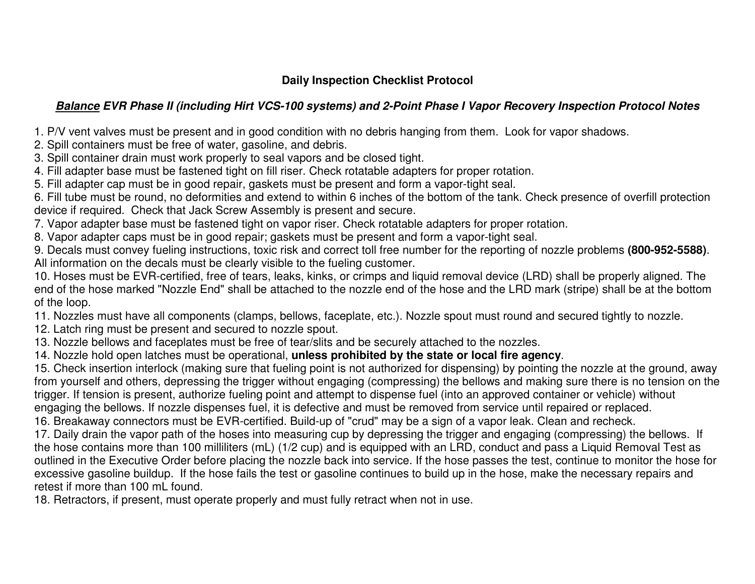## Daily Inspection Checklist Protocol

### ***<u>Balance</u> EVR Phase II (including Hirt VCS-100 systems) and 2-Point Phase I Vapor Recovery Inspection Protocol Notes***

1. P/V vent valves must be present and in good condition with no debris hanging from them. Look for vapor shadows.
2. Spill containers must be free of water, gasoline, and debris.
3. Spill container drain must work properly to seal vapors and be closed tight.
4. Fill adapter base must be fastened tight on fill riser. Check rotatable adapters for proper rotation.
5. Fill adapter cap must be in good repair, gaskets must be present and form a vapor-tight seal.
6. Fill tube must be round, no deformities and extend to within 6 inches of the bottom of the tank. Check presence of overfill protection device if required. Check that Jack Screw Assembly is present and secure.
7. Vapor adapter base must be fastened tight on vapor riser. Check rotatable adapters for proper rotation.
8. Vapor adapter caps must be in good repair; gaskets must be present and form a vapor-tight seal.
9. Decals must convey fueling instructions, toxic risk and correct toll free number for the reporting of nozzle problems **(800-952-5588)**. All information on the decals must be clearly visible to the fueling customer.
10. Hoses must be EVR-certified, free of tears, leaks, kinks, or crimps and liquid removal device (LRD) shall be properly aligned. The end of the hose marked "Nozzle End" shall be attached to the nozzle end of the hose and the LRD mark (stripe) shall be at the bottom of the loop.
11. Nozzles must have all components (clamps, bellows, faceplate, etc.). Nozzle spout must round and secured tightly to nozzle.
12. Latch ring must be present and secured to nozzle spout.
13. Nozzle bellows and faceplates must be free of tear/slits and be securely attached to the nozzles.
14. Nozzle hold open latches must be operational, **unless prohibited by the state or local fire agency**.
15. Check insertion interlock (making sure that fueling point is not authorized for dispensing) by pointing the nozzle at the ground, away from yourself and others, depressing the trigger without engaging (compressing) the bellows and making sure there is no tension on the trigger. If tension is present, authorize fueling point and attempt to dispense fuel (into an approved container or vehicle) without engaging the bellows. If nozzle dispenses fuel, it is defective and must be removed from service until repaired or replaced.
16. Breakaway connectors must be EVR-certified. Build-up of "crud" may be a sign of a vapor leak. Clean and recheck.
17. Daily drain the vapor path of the hoses into measuring cup by depressing the trigger and engaging (compressing) the bellows. If the hose contains more than 100 milliliters (mL) (1/2 cup) and is equipped with an LRD, conduct and pass a Liquid Removal Test as outlined in the Executive Order before placing the nozzle back into service. If the hose passes the test, continue to monitor the hose for excessive gasoline buildup. If the hose fails the test or gasoline continues to build up in the hose, make the necessary repairs and retest if more than 100 mL found.
18. Retractors, if present, must operate properly and must fully retract when not in use.